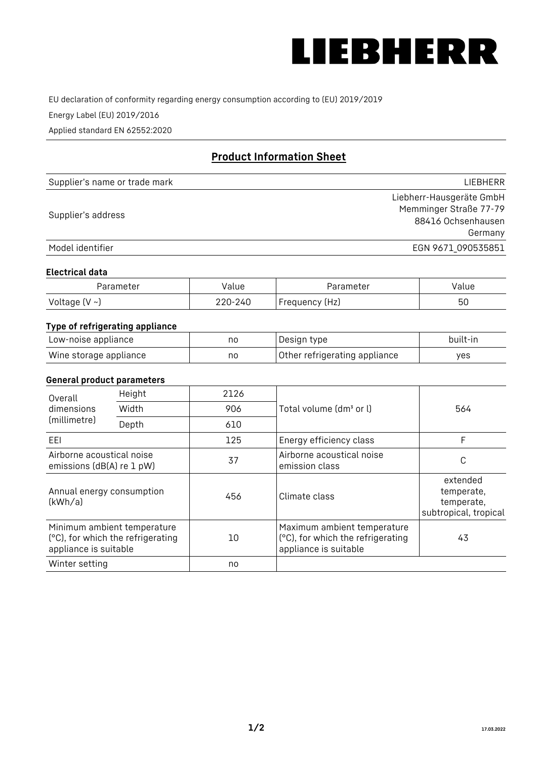# LIEBHERR

EU declaration of conformity regarding energy consumption according to (EU) 2019/2019

Energy Label (EU) 2019/2016

Applied standard EN 62552:2020

## Product Information Sheet

| | |
|---|---|
| Supplier's name or trade mark | LIEBHERR |
| Supplier's address | Liebherr-Hausgeräte GmbH<br>Memminger Straße 77-79<br>88416 Ochsenhausen<br>Germany |
| Model identifier | EGN 9671_090535851 |

### Electrical data

| Parameter | Value | Parameter | Value |
|---|---|---|---|
| Voltage (V ~) | 220-240 | Frequency (Hz) | 50 |

### Type of refrigerating appliance

| | | | |
|---|---|---|---|
| Low-noise appliance | no | Design type | built-in |
| Wine storage appliance | no | Other refrigerating appliance | yes |

### General product parameters

| | | | | |
|---|---|---|---|---|
| Overall dimensions (millimetre) | Height | 2126 | Total volume (dm³ or l) | 564 |
| | Width | 906 | | |
| | Depth | 610 | | |
| EEI | | 125 | Energy efficiency class | F |
| Airborne acoustical noise emissions (dB(A) re 1 pW) | | 37 | Airborne acoustical noise emission class | C |
| Annual energy consumption (kWh/a) | | 456 | Climate class | extended temperate, temperate, subtropical, tropical |
| Minimum ambient temperature (°C), for which the refrigerating appliance is suitable | | 10 | Maximum ambient temperature (°C), for which the refrigerating appliance is suitable | 43 |
| Winter setting | | no | | |

17.03.2022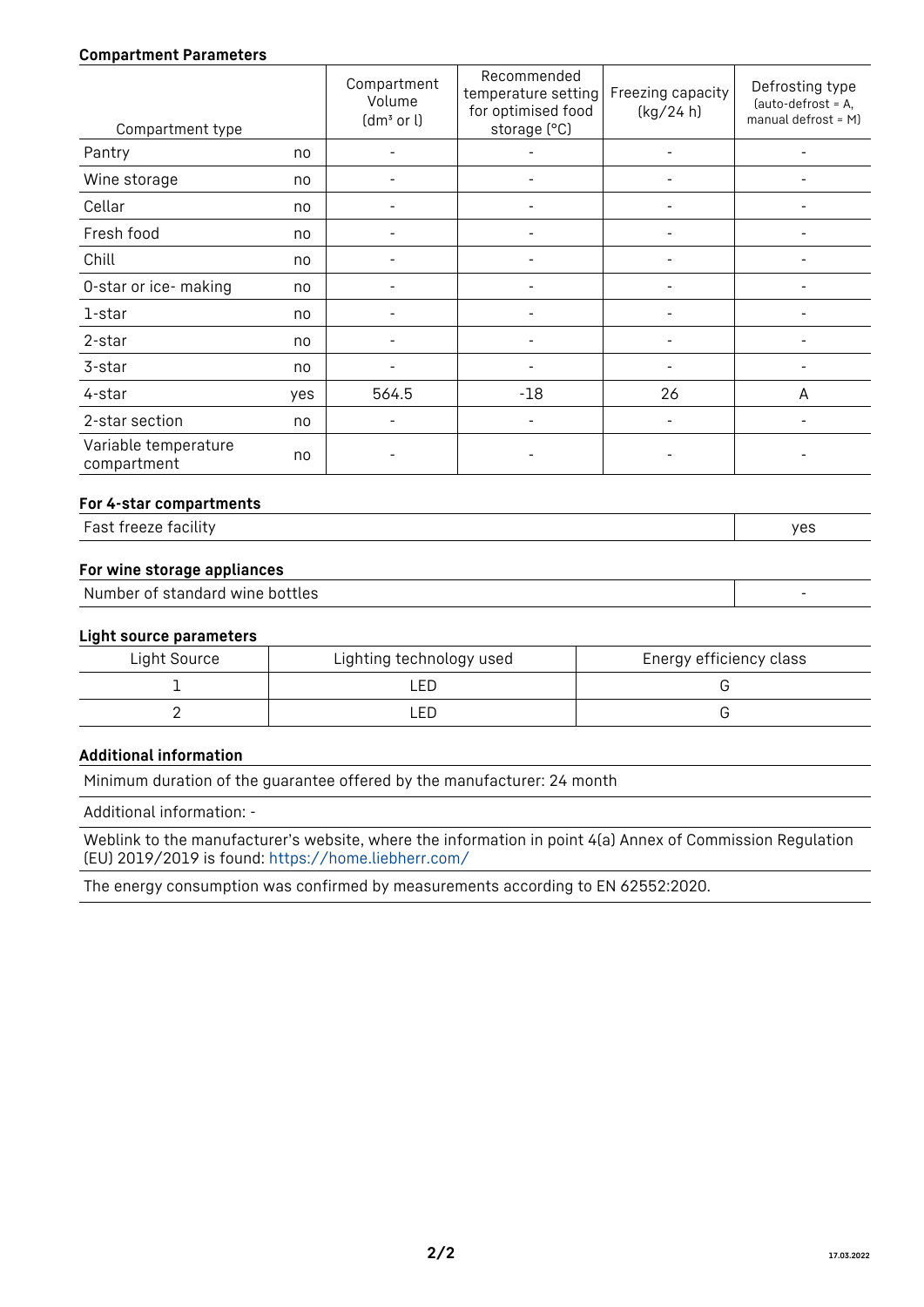### Compartment Parameters

| Compartment type | | Compartment Volume (dm³ or l) | Recommended temperature setting for optimised food storage (°C) | Freezing capacity (kg/24 h) | Defrosting type (auto-defrost = A, manual defrost = M) |
|---|---|---|---|---|---|
| Pantry | no | - | - | - | - |
| Wine storage | no | - | - | - | - |
| Cellar | no | - | - | - | - |
| Fresh food | no | - | - | - | - |
| Chill | no | - | - | - | - |
| 0-star or ice- making | no | - | - | - | - |
| 1-star | no | - | - | - | - |
| 2-star | no | - | - | - | - |
| 3-star | no | - | - | - | - |
| 4-star | yes | 564.5 | -18 | 26 | A |
| 2-star section | no | - | - | - | - |
| Variable temperature compartment | no | - | - | - | - |

### For 4-star compartments

| | |
|---|---|
| Fast freeze facility | yes |

### For wine storage appliances

| | |
|---|---|
| Number of standard wine bottles | - |

### Light source parameters

| Light Source | Lighting technology used | Energy efficiency class |
|---|---|---|
| 1 | LED | G |
| 2 | LED | G |

### Additional information

Minimum duration of the guarantee offered by the manufacturer: 24 month

Additional information: -

Weblink to the manufacturer's website, where the information in point 4(a) Annex of Commission Regulation (EU) 2019/2019 is found: https://home.liebherr.com/

The energy consumption was confirmed by measurements according to EN 62552:2020.

17.03.2022